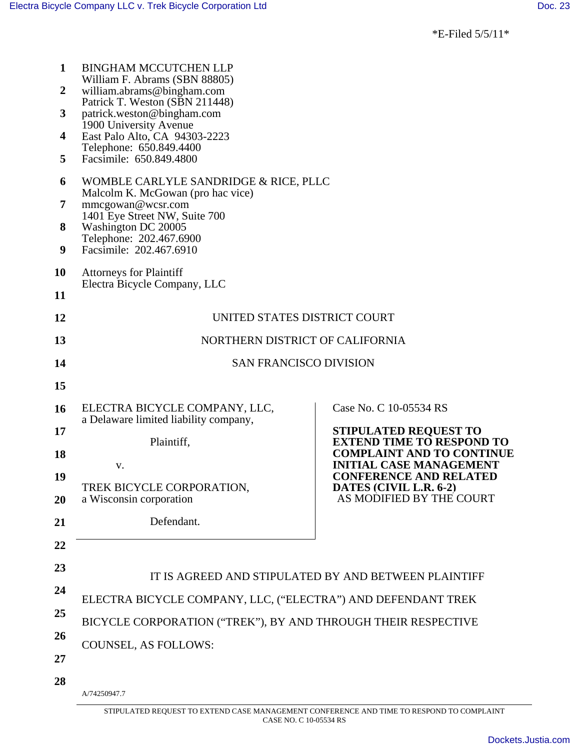*E-Filed 5/5/11*

BINGHAM MCCUTCHEN LLP
William F. Abrams (SBN 88805)
william.abrams@bingham.com
Patrick T. Weston (SBN 211448)
patrick.weston@bingham.com
1900 University Avenue
East Palo Alto, CA 94303-2223
Telephone: 650.849.4400
Facsimile: 650.849.4800

WOMBLE CARLYLE SANDRIDGE & RICE, PLLC
Malcolm K. McGowan (pro hac vice)
mmcgowan@wcsr.com
1401 Eye Street NW, Suite 700
Washington DC 20005
Telephone: 202.467.6900
Facsimile: 202.467.6910

Attorneys for Plaintiff
Electra Bicycle Company, LLC

UNITED STATES DISTRICT COURT

NORTHERN DISTRICT OF CALIFORNIA

SAN FRANCISCO DIVISION

ELECTRA BICYCLE COMPANY, LLC, a Delaware limited liability company,

Plaintiff,

v.

TREK BICYCLE CORPORATION, a Wisconsin corporation

Defendant.

Case No. C 10-05534 RS

**STIPULATED REQUEST TO EXTEND TIME TO RESPOND TO COMPLAINT AND TO CONTINUE INITIAL CASE MANAGEMENT CONFERENCE AND RELATED DATES (CIVIL L.R. 6-2)**
AS MODIFIED BY THE COURT

IT IS AGREED AND STIPULATED BY AND BETWEEN PLAINTIFF ELECTRA BICYCLE COMPANY, LLC, ("ELECTRA") AND DEFENDANT TREK BICYCLE CORPORATION ("TREK"), BY AND THROUGH THEIR RESPECTIVE COUNSEL, AS FOLLOWS:

A/74250947.7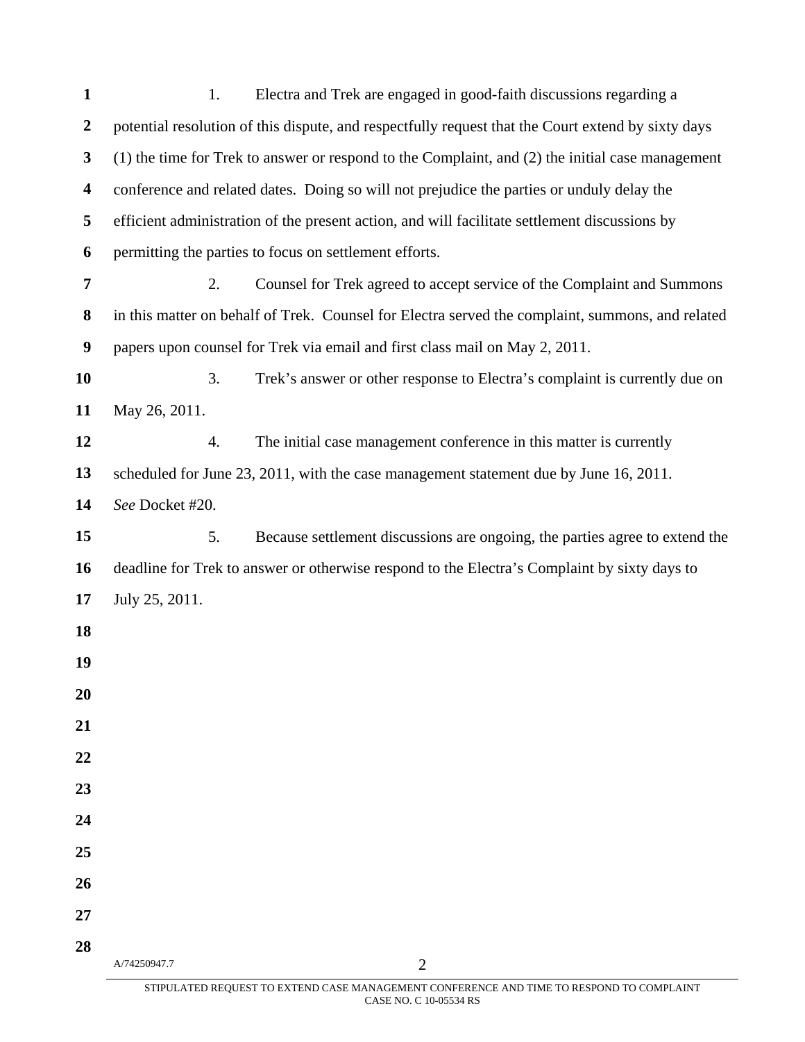1. Electra and Trek are engaged in good-faith discussions regarding a potential resolution of this dispute, and respectfully request that the Court extend by sixty days (1) the time for Trek to answer or respond to the Complaint, and (2) the initial case management conference and related dates. Doing so will not prejudice the parties or unduly delay the efficient administration of the present action, and will facilitate settlement discussions by permitting the parties to focus on settlement efforts.

2. Counsel for Trek agreed to accept service of the Complaint and Summons in this matter on behalf of Trek. Counsel for Electra served the complaint, summons, and related papers upon counsel for Trek via email and first class mail on May 2, 2011.

3. Trek's answer or other response to Electra's complaint is currently due on May 26, 2011.

4. The initial case management conference in this matter is currently scheduled for June 23, 2011, with the case management statement due by June 16, 2011. *See* Docket #20.

5. Because settlement discussions are ongoing, the parties agree to extend the deadline for Trek to answer or otherwise respond to the Electra's Complaint by sixty days to July 25, 2011.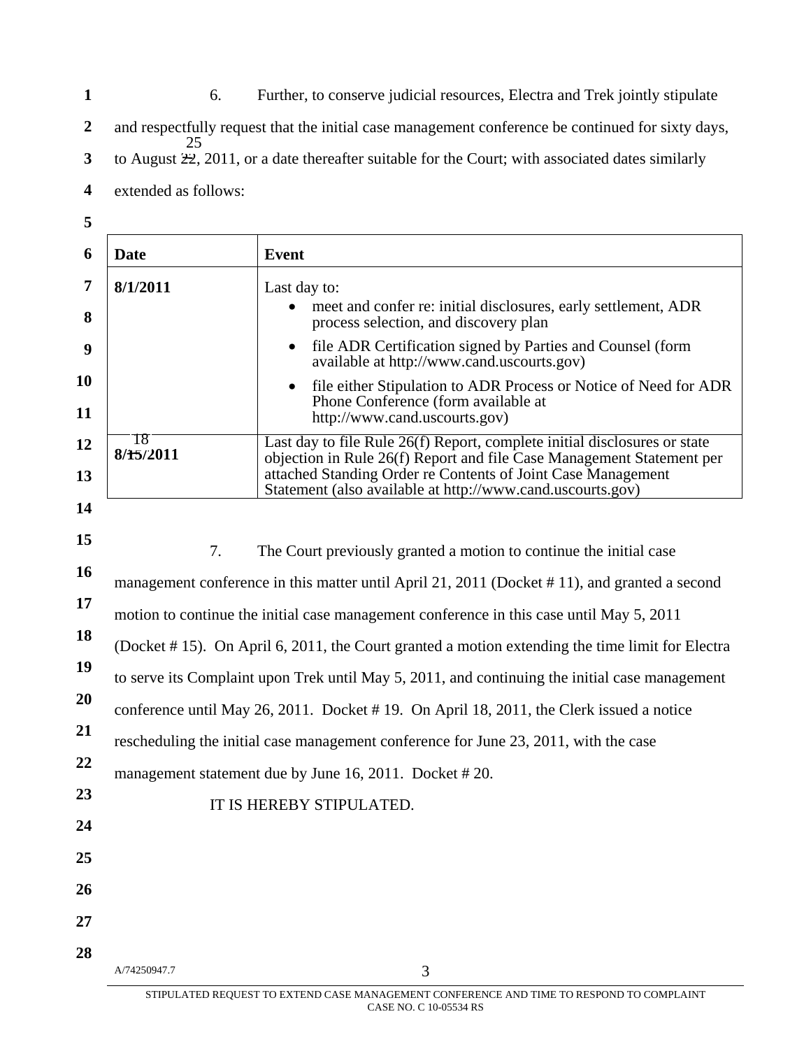6. Further, to conserve judicial resources, Electra and Trek jointly stipulate and respectfully request that the initial case management conference be continued for sixty days, to August ~~22~~ 25, 2011, or a date thereafter suitable for the Court; with associated dates similarly extended as follows:

| Date | Event |
|---|---|
| **8/1/2011** | Last day to:<br>• meet and confer re: initial disclosures, early settlement, ADR process selection, and discovery plan<br>• file ADR Certification signed by Parties and Counsel (form available at http://www.cand.uscourts.gov)<br>• file either Stipulation to ADR Process or Notice of Need for ADR Phone Conference (form available at http://www.cand.uscourts.gov) |
| **8/~~15~~ 18/2011** | Last day to file Rule 26(f) Report, complete initial disclosures or state objection in Rule 26(f) Report and file Case Management Statement per attached Standing Order re Contents of Joint Case Management Statement (also available at http://www.cand.uscourts.gov) |

7. The Court previously granted a motion to continue the initial case management conference in this matter until April 21, 2011 (Docket # 11), and granted a second motion to continue the initial case management conference in this case until May 5, 2011 (Docket # 15). On April 6, 2011, the Court granted a motion extending the time limit for Electra to serve its Complaint upon Trek until May 5, 2011, and continuing the initial case management conference until May 26, 2011. Docket # 19. On April 18, 2011, the Clerk issued a notice rescheduling the initial case management conference for June 23, 2011, with the case management statement due by June 16, 2011. Docket # 20.

IT IS HEREBY STIPULATED.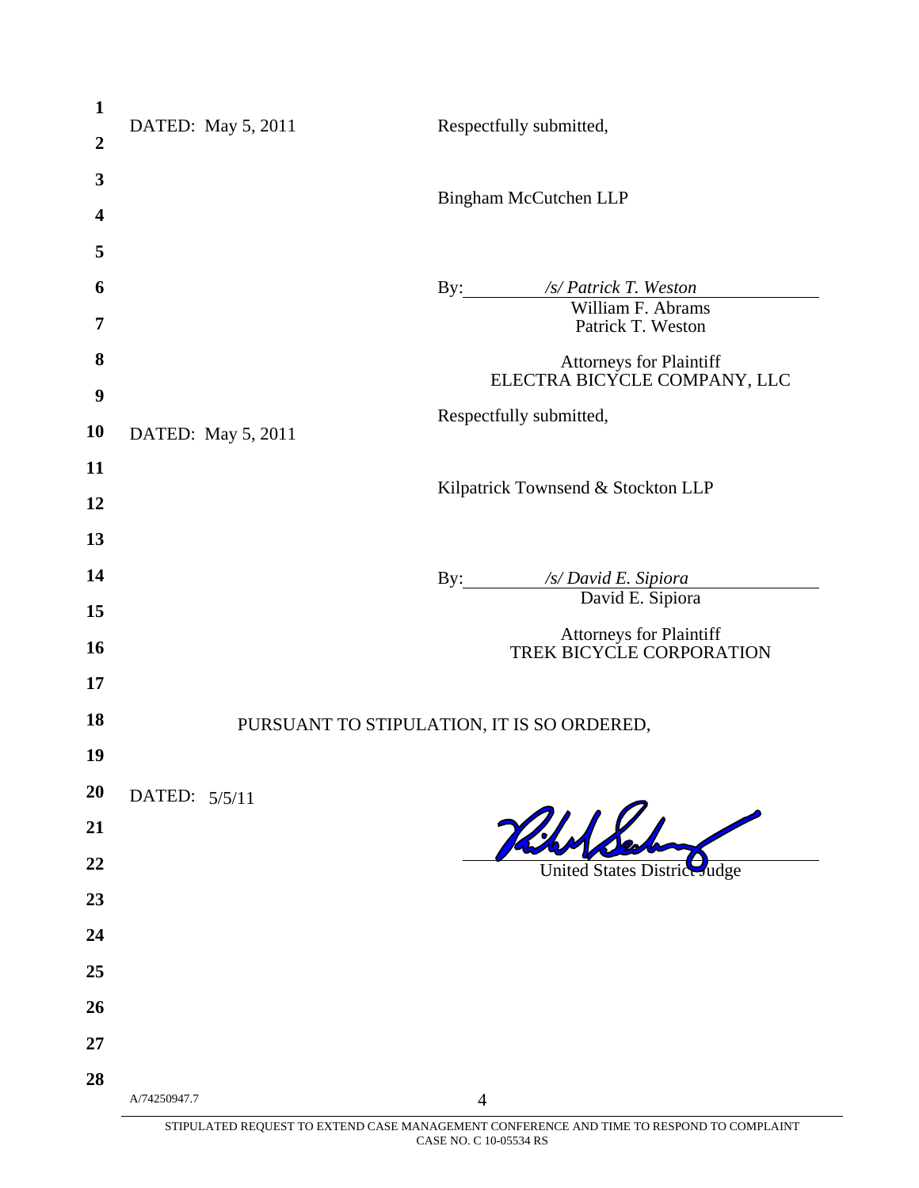DATED: May 5, 2011

Respectfully submitted,

Bingham McCutchen LLP

By: */s/ Patrick T. Weston*
William F. Abrams
Patrick T. Weston

Attorneys for Plaintiff
ELECTRA BICYCLE COMPANY, LLC

DATED: May 5, 2011

Respectfully submitted,

Kilpatrick Townsend & Stockton LLP

By: */s/ David E. Sipiora*
David E. Sipiora

Attorneys for Plaintiff
TREK BICYCLE CORPORATION

PURSUANT TO STIPULATION, IT IS SO ORDERED,

DATED: 5/5/11

United States District Judge

A/74250947.7

STIPULATED REQUEST TO EXTEND CASE MANAGEMENT CONFERENCE AND TIME TO RESPOND TO COMPLAINT
CASE NO. C 10-05534 RS